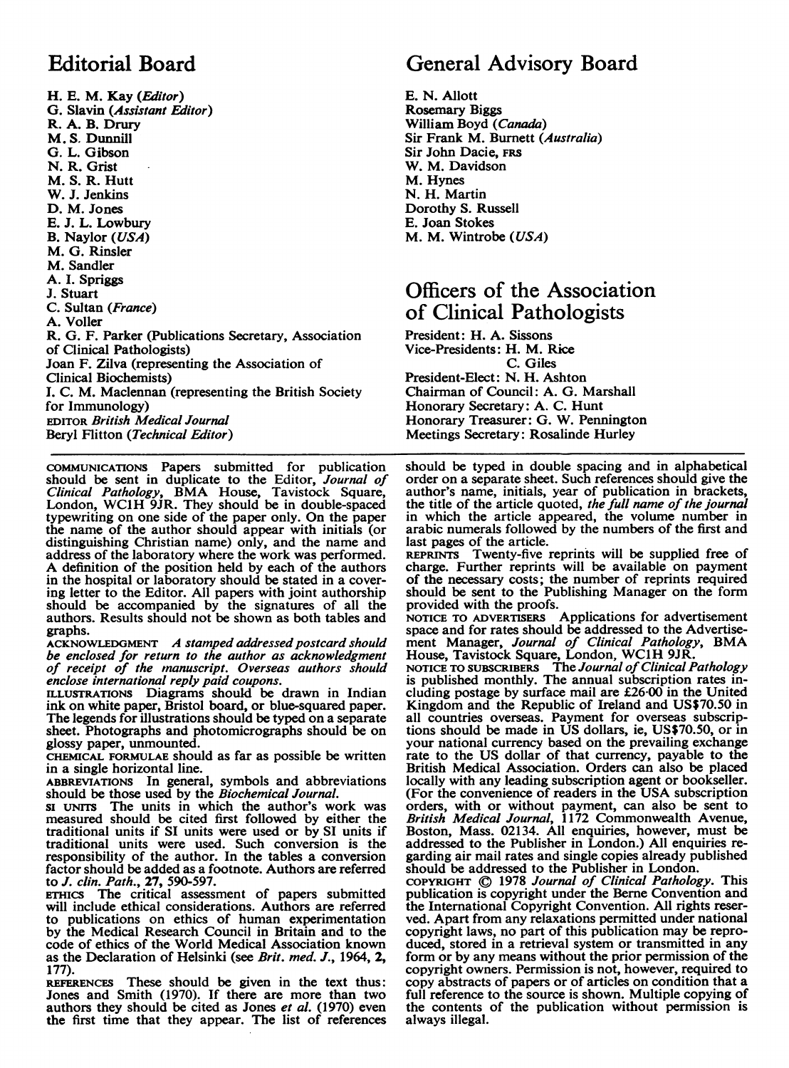## Editorial Board

H. E. M. Kay (*Editor*)
G. Slavin (*Assistant Editor*)
R. A. B. Drury
M. S. Dunnill
G. L. Gibson
N. R. Grist
M. S. R. Hutt
W. J. Jenkins
D. M. Jones
E. J. L. Lowbury
B. Naylor (*USA*)
M. G. Rinsler
M. Sandler
A. I. Spriggs
J. Stuart
C. Sultan (*France*)
A. Voller
R. G. F. Parker (Publications Secretary, Association of Clinical Pathologists)
Joan F. Zilva (representing the Association of Clinical Biochemists)
I. C. M. Maclennan (representing the British Society for Immunology)
EDITOR *British Medical Journal*
Beryl Flitton (*Technical Editor*)

## General Advisory Board

E. N. Allott
Rosemary Biggs
William Boyd (*Canada*)
Sir Frank M. Burnett (*Australia*)
Sir John Dacie, FRS
W. M. Davidson
M. Hynes
N. H. Martin
Dorothy S. Russell
E. Joan Stokes
M. M. Wintrobe (*USA*)

## Officers of the Association of Clinical Pathologists

President: H. A. Sissons
Vice-Presidents: H. M. Rice
C. Giles
President-Elect: N. H. Ashton
Chairman of Council: A. G. Marshall
Honorary Secretary: A. C. Hunt
Honorary Treasurer: G. W. Pennington
Meetings Secretary: Rosalinde Hurley

---

COMMUNICATIONS Papers submitted for publication should be sent in duplicate to the Editor, *Journal of Clinical Pathology*, BMA House, Tavistock Square, London, WC1H 9JR. They should be in double-spaced typewriting on one side of the paper only. On the paper the name of the author should appear with initials (or distinguishing Christian name) only, and the name and address of the laboratory where the work was performed. A definition of the position held by each of the authors in the hospital or laboratory should be stated in a covering letter to the Editor. All papers with joint authorship should be accompanied by the signatures of all the authors. Results should not be shown as both tables and graphs.

ACKNOWLEDGMENT *A stamped addressed postcard should be enclosed for return to the author as acknowledgment of receipt of the manuscript. Overseas authors should enclose international reply paid coupons.*

ILLUSTRATIONS Diagrams should be drawn in Indian ink on white paper, Bristol board, or blue-squared paper. The legends for illustrations should be typed on a separate sheet. Photographs and photomicrographs should be on glossy paper, unmounted.

CHEMICAL FORMULAE should as far as possible be written in a single horizontal line.

ABBREVIATIONS In general, symbols and abbreviations should be those used by the *Biochemical Journal*.

SI UNITS The units in which the author's work was measured should be cited first followed by either the traditional units if SI units were used or by SI units if traditional units were used. Such conversion is the responsibility of the author. In the tables a conversion factor should be added as a footnote. Authors are referred to *J. clin. Path.*, **27**, 590-597.

ETHICS The critical assessment of papers submitted will include ethical considerations. Authors are referred to publications on ethics of human experimentation by the Medical Research Council in Britain and to the code of ethics of the World Medical Association known as the Declaration of Helsinki (see *Brit. med. J.*, 1964, **2**, 177).

REFERENCES These should be given in the text thus: Jones and Smith (1970). If there are more than two authors they should be cited as Jones *et al.* (1970) even the first time that they appear. The list of references should be typed in double spacing and in alphabetical order on a separate sheet. Such references should give the author's name, initials, year of publication in brackets, the title of the article quoted, *the full name of the journal* in which the article appeared, the volume number in arabic numerals followed by the numbers of the first and last pages of the article.

REPRINTS Twenty-five reprints will be supplied free of charge. Further reprints will be available on payment of the necessary costs; the number of reprints required should be sent to the Publishing Manager on the form provided with the proofs.

NOTICE TO ADVERTISERS Applications for advertisement space and for rates should be addressed to the Advertisement Manager, *Journal of Clinical Pathology*, BMA House, Tavistock Square, London, WC1H 9JR.

NOTICE TO SUBSCRIBERS The *Journal of Clinical Pathology* is published monthly. The annual subscription rates including postage by surface mail are £26·00 in the United Kingdom and the Republic of Ireland and US$70.50 in all countries overseas. Payment for overseas subscriptions should be made in US dollars, ie, US$70.50, or in your national currency based on the prevailing exchange rate to the US dollar of that currency, payable to the British Medical Association. Orders can also be placed locally with any leading subscription agent or bookseller. (For the convenience of readers in the USA subscription orders, with or without payment, can also be sent to *British Medical Journal*, 1172 Commonwealth Avenue, Boston, Mass. 02134. All enquiries, however, must be addressed to the Publisher in London.) All enquiries regarding air mail rates and single copies already published should be addressed to the Publisher in London.

COPYRIGHT © 1978 *Journal of Clinical Pathology*. This publication is copyright under the Berne Convention and the International Copyright Convention. All rights reserved. Apart from any relaxations permitted under national copyright laws, no part of this publication may be reproduced, stored in a retrieval system or transmitted in any form or by any means without the prior permission of the copyright owners. Permission is not, however, required to copy abstracts of papers or of articles on condition that a full reference to the source is shown. Multiple copying of the contents of the publication without permission is always illegal.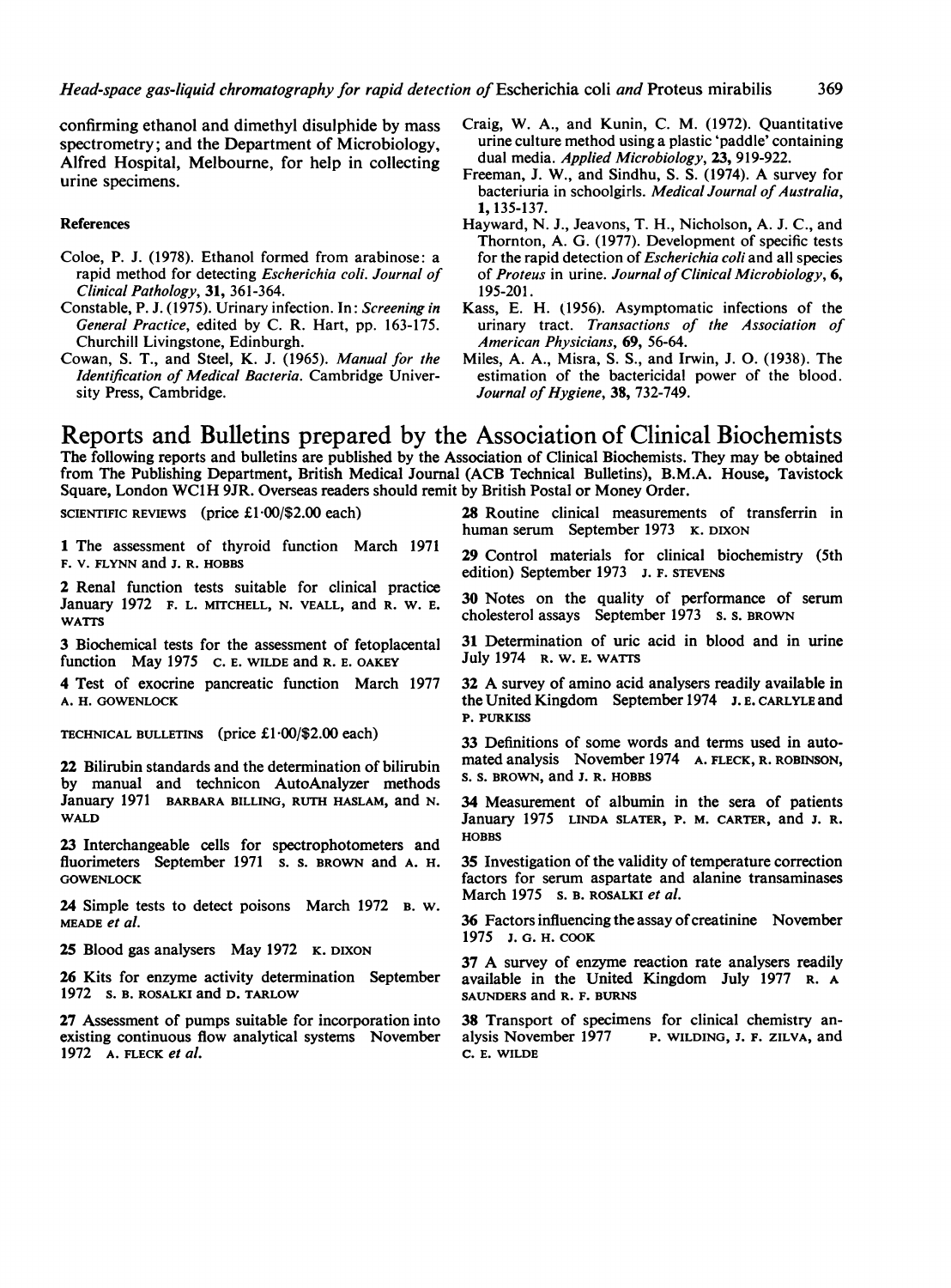confirming ethanol and dimethyl disulphide by mass spectrometry; and the Department of Microbiology, Alfred Hospital, Melbourne, for help in collecting urine specimens.

### References

Coloe, P. J. (1978). Ethanol formed from arabinose: a rapid method for detecting *Escherichia coli*. *Journal of Clinical Pathology*, **31**, 361-364.

Constable, P. J. (1975). Urinary infection. In: *Screening in General Practice*, edited by C. R. Hart, pp. 163-175. Churchill Livingstone, Edinburgh.

Cowan, S. T., and Steel, K. J. (1965). *Manual for the Identification of Medical Bacteria*. Cambridge University Press, Cambridge.

Craig, W. A., and Kunin, C. M. (1972). Quantitative urine culture method using a plastic 'paddle' containing dual media. *Applied Microbiology*, **23**, 919-922.

Freeman, J. W., and Sindhu, S. S. (1974). A survey for bacteriuria in schoolgirls. *Medical Journal of Australia*, **1**, 135-137.

Hayward, N. J., Jeavons, T. H., Nicholson, A. J. C., and Thornton, A. G. (1977). Development of specific tests for the rapid detection of *Escherichia coli* and all species of *Proteus* in urine. *Journal of Clinical Microbiology*, **6**, 195-201.

Kass, E. H. (1956). Asymptomatic infections of the urinary tract. *Transactions of the Association of American Physicians*, **69**, 56-64.

Miles, A. A., Misra, S. S., and Irwin, J. O. (1938). The estimation of the bactericidal power of the blood. *Journal of Hygiene*, **38**, 732-749.

# Reports and Bulletins prepared by the Association of Clinical Biochemists

The following reports and bulletins are published by the Association of Clinical Biochemists. They may be obtained from The Publishing Department, British Medical Journal (ACB Technical Bulletins), B.M.A. House, Tavistock Square, London WC1H 9JR. Overseas readers should remit by British Postal or Money Order.

SCIENTIFIC REVIEWS (price £1·00/$2.00 each)

1 The assessment of thyroid function March 1971 F. V. FLYNN and J. R. HOBBS

2 Renal function tests suitable for clinical practice January 1972 F. L. MITCHELL, N. VEALL, and R. W. E. WATTS

3 Biochemical tests for the assessment of fetoplacental function May 1975 C. E. WILDE and R. E. OAKEY

4 Test of exocrine pancreatic function March 1977 A. H. GOWENLOCK

TECHNICAL BULLETINS (price £1·00/$2.00 each)

22 Bilirubin standards and the determination of bilirubin by manual and technicon AutoAnalyzer methods January 1971 BARBARA BILLING, RUTH HASLAM, and N. WALD

23 Interchangeable cells for spectrophotometers and fluorimeters September 1971 S. S. BROWN and A. H. GOWENLOCK

24 Simple tests to detect poisons March 1972 B. W. MEADE *et al.*

25 Blood gas analysers May 1972 K. DIXON

26 Kits for enzyme activity determination September 1972 S. B. ROSALKI and D. TARLOW

27 Assessment of pumps suitable for incorporation into existing continuous flow analytical systems November 1972 A. FLECK *et al.*

28 Routine clinical measurements of transferrin in human serum September 1973 K. DIXON

29 Control materials for clinical biochemistry (5th edition) September 1973 J. F. STEVENS

30 Notes on the quality of performance of serum cholesterol assays September 1973 S. S. BROWN

31 Determination of uric acid in blood and in urine July 1974 R. W. E. WATTS

32 A survey of amino acid analysers readily available in the United Kingdom September 1974 J. E. CARLYLE and P. PURKISS

33 Definitions of some words and terms used in automated analysis November 1974 A. FLECK, R. ROBINSON, S. S. BROWN, and J. R. HOBBS

34 Measurement of albumin in the sera of patients January 1975 LINDA SLATER, P. M. CARTER, and J. R. HOBBS

35 Investigation of the validity of temperature correction factors for serum aspartate and alanine transaminases March 1975 S. B. ROSALKI *et al.*

36 Factors influencing the assay of creatinine November 1975 J. G. H. COOK

37 A survey of enzyme reaction rate analysers readily available in the United Kingdom July 1977 R. A SAUNDERS and R. F. BURNS

38 Transport of specimens for clinical chemistry analysis November 1977 P. WILDING, J. F. ZILVA, and C. E. WILDE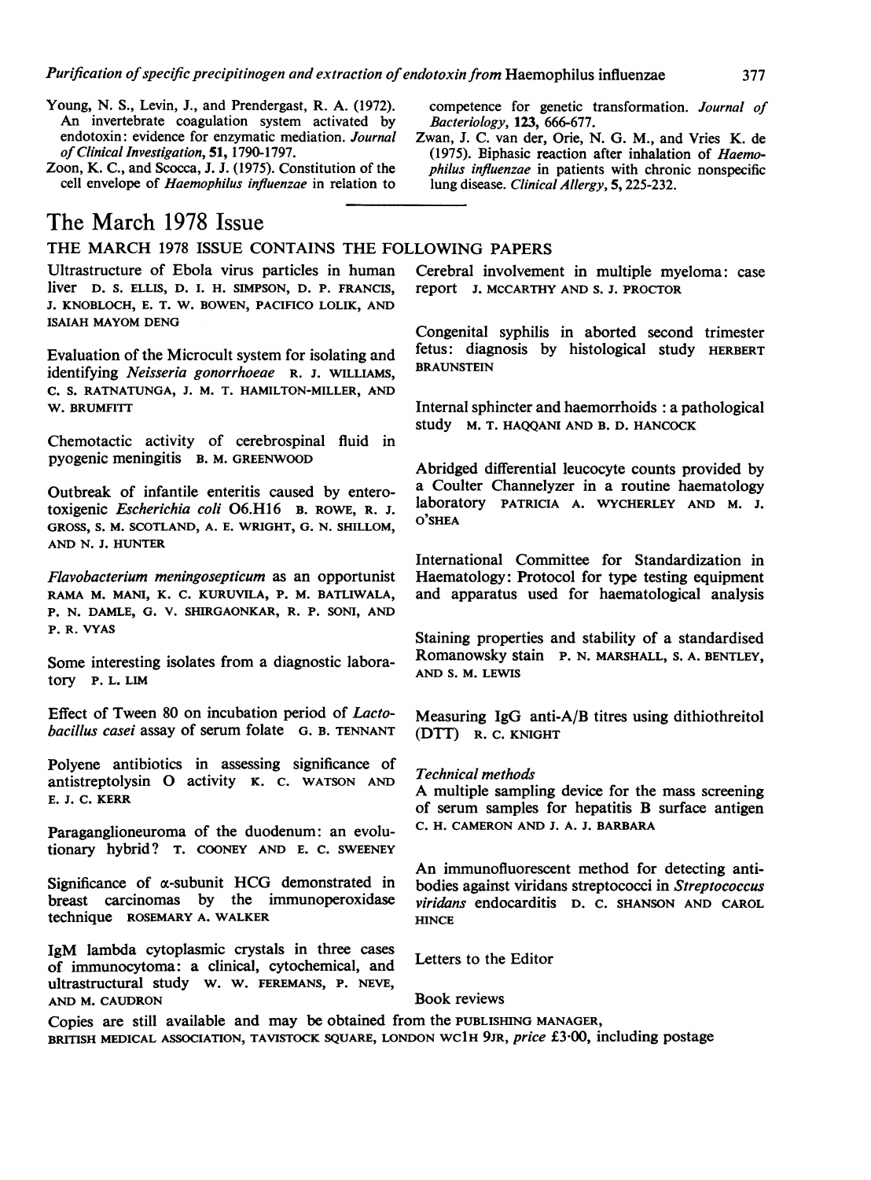Young, N. S., Levin, J., and Prendergast, R. A. (1972). An invertebrate coagulation system activated by endotoxin: evidence for enzymatic mediation. *Journal of Clinical Investigation*, **51**, 1790-1797.

Zoon, K. C., and Scocca, J. J. (1975). Constitution of the cell envelope of *Haemophilus influenzae* in relation to competence for genetic transformation. *Journal of Bacteriology*, **123**, 666-677.

Zwan, J. C. van der, Orie, N. G. M., and Vries K. de (1975). Biphasic reaction after inhalation of *Haemophilus influenzae* in patients with chronic nonspecific lung disease. *Clinical Allergy*, **5**, 225-232.

# The March 1978 Issue

THE MARCH 1978 ISSUE CONTAINS THE FOLLOWING PAPERS

Ultrastructure of Ebola virus particles in human liver D. S. ELLIS, D. I. H. SIMPSON, D. P. FRANCIS, J. KNOBLOCH, E. T. W. BOWEN, PACIFICO LOLIK, AND ISAIAH MAYOM DENG

Evaluation of the Microcult system for isolating and identifying *Neisseria gonorrhoeae* R. J. WILLIAMS, C. S. RATNATUNGA, J. M. T. HAMILTON-MILLER, AND W. BRUMFITT

Chemotactic activity of cerebrospinal fluid in pyogenic meningitis B. M. GREENWOOD

Outbreak of infantile enteritis caused by enterotoxigenic *Escherichia coli* O6.H16 B. ROWE, R. J. GROSS, S. M. SCOTLAND, A. E. WRIGHT, G. N. SHILLOM, AND N. J. HUNTER

*Flavobacterium meningosepticum* as an opportunist RAMA M. MANI, K. C. KURUVILA, P. M. BATLIWALA, P. N. DAMLE, G. V. SHIRGAONKAR, R. P. SONI, AND P. R. VYAS

Some interesting isolates from a diagnostic laboratory P. L. LIM

Effect of Tween 80 on incubation period of *Lactobacillus casei* assay of serum folate G. B. TENNANT

Polyene antibiotics in assessing significance of antistreptolysin O activity K. C. WATSON AND E. J. C. KERR

Paraganglioneuroma of the duodenum: an evolutionary hybrid? T. COONEY AND E. C. SWEENEY

Significance of α-subunit HCG demonstrated in breast carcinomas by the immunoperoxidase technique ROSEMARY A. WALKER

IgM lambda cytoplasmic crystals in three cases of immunocytoma: a clinical, cytochemical, and ultrastructural study W. W. FEREMANS, P. NEVE, AND M. CAUDRON

Cerebral involvement in multiple myeloma: case report J. MCCARTHY AND S. J. PROCTOR

Congenital syphilis in aborted second trimester fetus: diagnosis by histological study HERBERT BRAUNSTEIN

Internal sphincter and haemorrhoids: a pathological study M. T. HAQQANI AND B. D. HANCOCK

Abridged differential leucocyte counts provided by a Coulter Channelyzer in a routine haematology laboratory PATRICIA A. WYCHERLEY AND M. J. O'SHEA

International Committee for Standardization in Haematology: Protocol for type testing equipment and apparatus used for haematological analysis

Staining properties and stability of a standardised Romanowsky stain P. N. MARSHALL, S. A. BENTLEY, AND S. M. LEWIS

Measuring IgG anti-A/B titres using dithiothreitol (DTT) R. C. KNIGHT

*Technical methods*

A multiple sampling device for the mass screening of serum samples for hepatitis B surface antigen C. H. CAMERON AND J. A. J. BARBARA

An immunofluorescent method for detecting antibodies against viridans streptococci in *Streptococcus viridans* endocarditis D. C. SHANSON AND CAROL HINCE

Letters to the Editor

Book reviews

Copies are still available and may be obtained from the PUBLISHING MANAGER, BRITISH MEDICAL ASSOCIATION, TAVISTOCK SQUARE, LONDON WC1H 9JR, *price* £3·00, including postage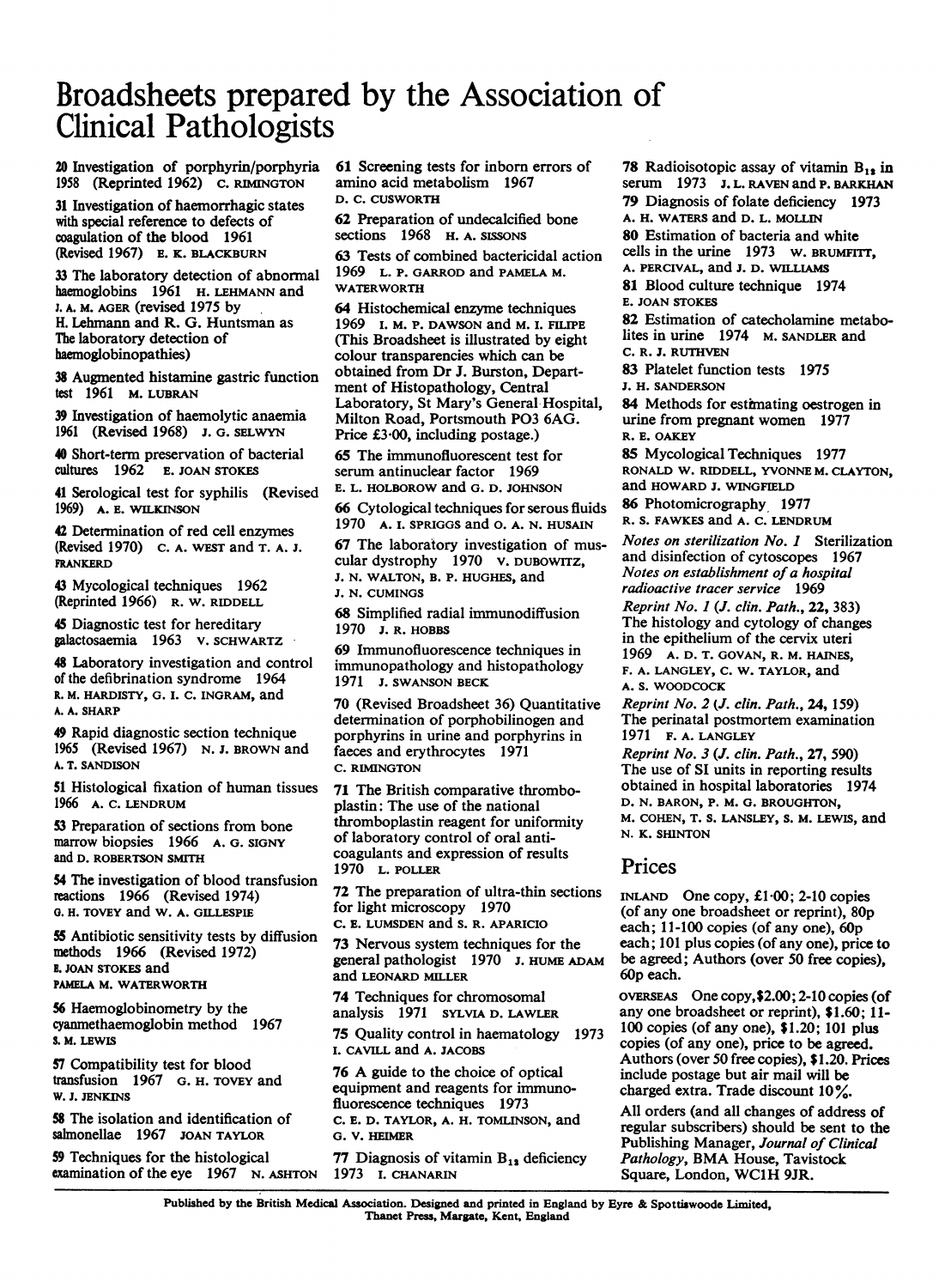# Broadsheets prepared by the Association of Clinical Pathologists

20 Investigation of porphyrin/porphyria 1958 (Reprinted 1962) C. RIMINGTON

31 Investigation of haemorrhagic states with special reference to defects of coagulation of the blood 1961 (Revised 1967) E. K. BLACKBURN

33 The laboratory detection of abnormal haemoglobins 1961 H. LEHMANN and J. A. M. AGER (revised 1975 by H. Lehmann and R. G. Huntsman as The laboratory detection of haemoglobinopathies)

38 Augmented histamine gastric function test 1961 M. LUBRAN

39 Investigation of haemolytic anaemia 1961 (Revised 1968) J. G. SELWYN

40 Short-term preservation of bacterial cultures 1962 E. JOAN STOKES

41 Serological test for syphilis (Revised 1969) A. E. WILKINSON

42 Determination of red cell enzymes (Revised 1970) C. A. WEST and T. A. J. FRANKERD

43 Mycological techniques 1962 (Reprinted 1966) R. W. RIDDELL

45 Diagnostic test for hereditary galactosaemia 1963 V. SCHWARTZ

48 Laboratory investigation and control of the defibrination syndrome 1964 R. M. HARDISTY, G. I. C. INGRAM, and A. A. SHARP

49 Rapid diagnostic section technique 1965 (Revised 1967) N. J. BROWN and A. T. SANDISON

51 Histological fixation of human tissues 1966 A. C. LENDRUM

53 Preparation of sections from bone marrow biopsies 1966 A. G. SIGNY and D. ROBERTSON SMITH

54 The investigation of blood transfusion reactions 1966 (Revised 1974) G. H. TOVEY and W. A. GILLESPIE

55 Antibiotic sensitivity tests by diffusion methods 1966 (Revised 1972) E. JOAN STOKES and PAMELA M. WATERWORTH

56 Haemoglobinometry by the cyanmethaemoglobin method 1967 S. M. LEWIS

57 Compatibility test for blood transfusion 1967 G. H. TOVEY and W. J. JENKINS

58 The isolation and identification of salmonellae 1967 JOAN TAYLOR

59 Techniques for the histological examination of the eye 1967 N. ASHTON

61 Screening tests for inborn errors of amino acid metabolism 1967 D. C. CUSWORTH

62 Preparation of undecalcified bone sections 1968 H. A. SISSONS

63 Tests of combined bactericidal action 1969 L. P. GARROD and PAMELA M. WATERWORTH

64 Histochemical enzyme techniques 1969 I. M. P. DAWSON and M. I. FILIPE (This Broadsheet is illustrated by eight colour transparencies which can be obtained from Dr J. Burston, Department of Histopathology, Central Laboratory, St Mary's General Hospital, Milton Road, Portsmouth PO3 6AG. Price £3·00, including postage.)

65 The immunofluorescent test for serum antinuclear factor 1969 E. L. HOLBOROW and G. D. JOHNSON

66 Cytological techniques for serous fluids 1970 A. I. SPRIGGS and O. A. N. HUSAIN

67 The laboratory investigation of muscular dystrophy 1970 V. DUBOWITZ, J. N. WALTON, B. P. HUGHES, and J. N. CUMINGS

68 Simplified radial immunodiffusion 1970 J. R. HOBBS

69 Immunofluorescence techniques in immunopathology and histopathology 1971 J. SWANSON BECK

70 (Revised Broadsheet 36) Quantitative determination of porphobilinogen and porphyrins in urine and porphyrins in faeces and erythrocytes 1971 C. RIMINGTON

71 The British comparative thromboplastin: The use of the national thromboplastin reagent for uniformity of laboratory control of oral anticoagulants and expression of results 1970 L. POLLER

72 The preparation of ultra-thin sections for light microscopy 1970 C. E. LUMSDEN and S. R. APARICIO

73 Nervous system techniques for the general pathologist 1970 J. HUME ADAM and LEONARD MILLER

74 Techniques for chromosomal analysis 1971 SYLVIA D. LAWLER

75 Quality control in haematology 1973 I. CAVILL and A. JACOBS

76 A guide to the choice of optical equipment and reagents for immunofluorescence techniques 1973 C. E. D. TAYLOR, A. H. TOMLINSON, and G. V. HEIMER

77 Diagnosis of vitamin $B_{12}$ deficiency 1973 I. CHANARIN

78 Radioisotopic assay of vitamin $B_{12}$ in serum 1973 J. L. RAVEN and P. BARKHAN

79 Diagnosis of folate deficiency 1973 A. H. WATERS and D. L. MOLLIN

80 Estimation of bacteria and white cells in the urine 1973 W. BRUMFITT, A. PERCIVAL, and J. D. WILLIAMS

81 Blood culture technique 1974 E. JOAN STOKES

82 Estimation of catecholamine metabolites in urine 1974 M. SANDLER and C. R. J. RUTHVEN

83 Platelet function tests 1975 J. H. SANDERSON

84 Methods for estimating oestrogen in urine from pregnant women 1977 R. E. OAKEY

85 Mycological Techniques 1977 RONALD W. RIDDELL, YVONNE M. CLAYTON, and HOWARD J. WINGFIELD

86 Photomicrography 1977 R. S. FAWKES and A. C. LENDRUM

*Notes on sterilization No. 1* Sterilization and disinfection of cytoscopes 1967

*Notes on establishment of a hospital radioactive tracer service* 1969

*Reprint No. 1* (*J. clin. Path.*, **22**, 383) The histology and cytology of changes in the epithelium of the cervix uteri 1969 A. D. T. GOVAN, R. M. HAINES, F. A. LANGLEY, C. W. TAYLOR, and A. S. WOODCOCK

*Reprint No. 2* (*J. clin. Path.*, **24**, 159) The perinatal postmortem examination 1971 F. A. LANGLEY

*Reprint No. 3* (*J. clin. Path.*, **27**, 590) The use of SI units in reporting results obtained in hospital laboratories 1974 D. N. BARON, P. M. G. BROUGHTON, M. COHEN, T. S. LANSLEY, S. M. LEWIS, and N. K. SHINTON

## Prices

INLAND One copy, £1·00; 2-10 copies (of any one broadsheet or reprint), 80p each; 11-100 copies (of any one), 60p each; 101 plus copies (of any one), price to be agreed; Authors (over 50 free copies), 60p each.

OVERSEAS One copy, $2.00; 2-10 copies (of any one broadsheet or reprint), $1.60; 11-100 copies (of any one), $1.20; 101 plus copies (of any one), price to be agreed. Authors (over 50 free copies), $1.20. Prices include postage but air mail will be charged extra. Trade discount 10%.

All orders (and all changes of address of regular subscribers) should be sent to the Publishing Manager, *Journal of Clinical Pathology*, BMA House, Tavistock Square, London, WC1H 9JR.

Published by the British Medical Association. Designed and printed in England by Eyre & Spottiswoode Limited, Thanet Press, Margate, Kent, England